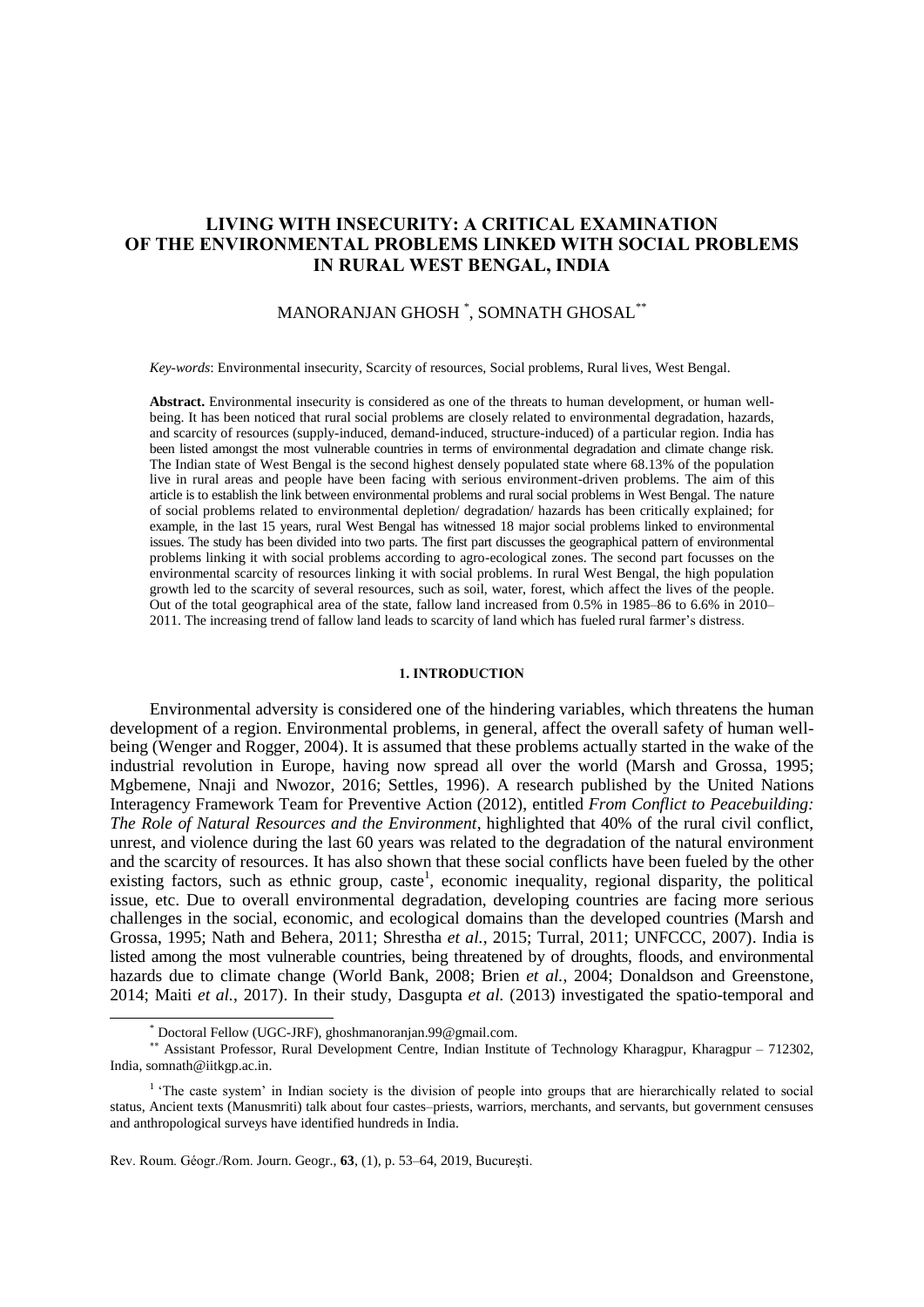# LIVING WITH INSECURITY: A CRITICAL EXAMINATION OF THE ENVIRONMENTAL PROBLEMS LINKED WITH SOCIAL PROBLEMS IN RURAL WEST BENGAL, INDIA

MANORANJAN GHOSH [*], SOMNATH GHOSAL [**]

*Key-words*: Environmental insecurity, Scarcity of resources, Social problems, Rural lives, West Bengal.

**Abstract.** Environmental insecurity is considered as one of the threats to human development, or human well-being. It has been noticed that rural social problems are closely related to environmental degradation, hazards, and scarcity of resources (supply-induced, demand-induced, structure-induced) of a particular region. India has been listed amongst the most vulnerable countries in terms of environmental degradation and climate change risk. The Indian state of West Bengal is the second highest densely populated state where 68.13% of the population live in rural areas and people have been facing with serious environment-driven problems. The aim of this article is to establish the link between environmental problems and rural social problems in West Bengal. The nature of social problems related to environmental depletion/ degradation/ hazards has been critically explained; for example, in the last 15 years, rural West Bengal has witnessed 18 major social problems linked to environmental issues. The study has been divided into two parts. The first part discusses the geographical pattern of environmental problems linking it with social problems according to agro-ecological zones. The second part focusses on the environmental scarcity of resources linking it with social problems. In rural West Bengal, the high population growth led to the scarcity of several resources, such as soil, water, forest, which affect the lives of the people. Out of the total geographical area of the state, fallow land increased from 0.5% in 1985–86 to 6.6% in 2010–2011. The increasing trend of fallow land leads to scarcity of land which has fueled rural farmer's distress.

## 1. INTRODUCTION

Environmental adversity is considered one of the hindering variables, which threatens the human development of a region. Environmental problems, in general, affect the overall safety of human well-being (Wenger and Rogger, 2004). It is assumed that these problems actually started in the wake of the industrial revolution in Europe, having now spread all over the world (Marsh and Grossa, 1995; Mgbemene, Nnaji and Nwozor, 2016; Settles, 1996). A research published by the United Nations Interagency Framework Team for Preventive Action (2012), entitled *From Conflict to Peacebuilding: The Role of Natural Resources and the Environment*, highlighted that 40% of the rural civil conflict, unrest, and violence during the last 60 years was related to the degradation of the natural environment and the scarcity of resources. It has also shown that these social conflicts have been fueled by the other existing factors, such as ethnic group, caste[1], economic inequality, regional disparity, the political issue, etc. Due to overall environmental degradation, developing countries are facing more serious challenges in the social, economic, and ecological domains than the developed countries (Marsh and Grossa, 1995; Nath and Behera, 2011; Shrestha *et al.*, 2015; Turral, 2011; UNFCCC, 2007). India is listed among the most vulnerable countries, being threatened by of droughts, floods, and environmental hazards due to climate change (World Bank, 2008; Brien *et al.*, 2004; Donaldson and Greenstone, 2014; Maiti *et al.*, 2017). In their study, Dasgupta *et al.* (2013) investigated the spatio-temporal and

[*] Doctoral Fellow (UGC-JRF), ghoshmanoranjan.99@gmail.com.

[**] Assistant Professor, Rural Development Centre, Indian Institute of Technology Kharagpur, Kharagpur – 712302, India, somnath@iitkgp.ac.in.

[1] 'The caste system' in Indian society is the division of people into groups that are hierarchically related to social status, Ancient texts (Manusmriti) talk about four castes–priests, warriors, merchants, and servants, but government censuses and anthropological surveys have identified hundreds in India.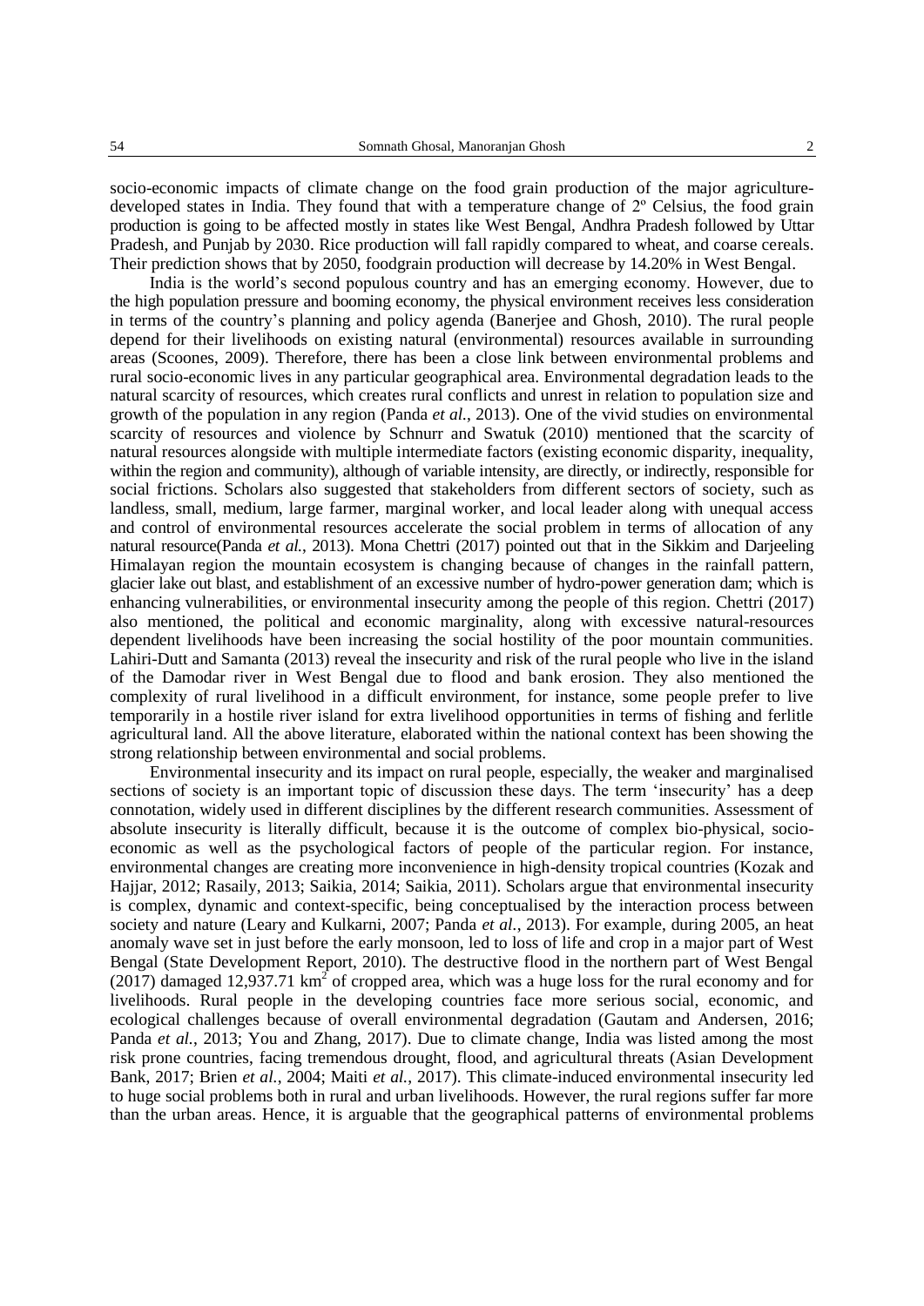socio-economic impacts of climate change on the food grain production of the major agriculture-developed states in India. They found that with a temperature change of 2º Celsius, the food grain production is going to be affected mostly in states like West Bengal, Andhra Pradesh followed by Uttar Pradesh, and Punjab by 2030. Rice production will fall rapidly compared to wheat, and coarse cereals. Their prediction shows that by 2050, foodgrain production will decrease by 14.20% in West Bengal.

India is the world's second populous country and has an emerging economy. However, due to the high population pressure and booming economy, the physical environment receives less consideration in terms of the country's planning and policy agenda (Banerjee and Ghosh, 2010). The rural people depend for their livelihoods on existing natural (environmental) resources available in surrounding areas (Scoones, 2009). Therefore, there has been a close link between environmental problems and rural socio-economic lives in any particular geographical area. Environmental degradation leads to the natural scarcity of resources, which creates rural conflicts and unrest in relation to population size and growth of the population in any region (Panda *et al.*, 2013). One of the vivid studies on environmental scarcity of resources and violence by Schnurr and Swatuk (2010) mentioned that the scarcity of natural resources alongside with multiple intermediate factors (existing economic disparity, inequality, within the region and community), although of variable intensity, are directly, or indirectly, responsible for social frictions. Scholars also suggested that stakeholders from different sectors of society, such as landless, small, medium, large farmer, marginal worker, and local leader along with unequal access and control of environmental resources accelerate the social problem in terms of allocation of any natural resource(Panda *et al.*, 2013). Mona Chettri (2017) pointed out that in the Sikkim and Darjeeling Himalayan region the mountain ecosystem is changing because of changes in the rainfall pattern, glacier lake out blast, and establishment of an excessive number of hydro-power generation dam; which is enhancing vulnerabilities, or environmental insecurity among the people of this region. Chettri (2017) also mentioned, the political and economic marginality, along with excessive natural-resources dependent livelihoods have been increasing the social hostility of the poor mountain communities. Lahiri-Dutt and Samanta (2013) reveal the insecurity and risk of the rural people who live in the island of the Damodar river in West Bengal due to flood and bank erosion. They also mentioned the complexity of rural livelihood in a difficult environment, for instance, some people prefer to live temporarily in a hostile river island for extra livelihood opportunities in terms of fishing and ferlitle agricultural land. All the above literature, elaborated within the national context has been showing the strong relationship between environmental and social problems.

Environmental insecurity and its impact on rural people, especially, the weaker and marginalised sections of society is an important topic of discussion these days. The term 'insecurity' has a deep connotation, widely used in different disciplines by the different research communities. Assessment of absolute insecurity is literally difficult, because it is the outcome of complex bio-physical, socio-economic as well as the psychological factors of people of the particular region. For instance, environmental changes are creating more inconvenience in high-density tropical countries (Kozak and Hajjar, 2012; Rasaily, 2013; Saikia, 2014; Saikia, 2011). Scholars argue that environmental insecurity is complex, dynamic and context-specific, being conceptualised by the interaction process between society and nature (Leary and Kulkarni, 2007; Panda *et al.*, 2013). For example, during 2005, an heat anomaly wave set in just before the early monsoon, led to loss of life and crop in a major part of West Bengal (State Development Report, 2010). The destructive flood in the northern part of West Bengal (2017) damaged 12,937.71 $km^2$ of cropped area, which was a huge loss for the rural economy and for livelihoods. Rural people in the developing countries face more serious social, economic, and ecological challenges because of overall environmental degradation (Gautam and Andersen, 2016; Panda *et al.*, 2013; You and Zhang, 2017). Due to climate change, India was listed among the most risk prone countries, facing tremendous drought, flood, and agricultural threats (Asian Development Bank, 2017; Brien *et al.*, 2004; Maiti *et al.*, 2017). This climate-induced environmental insecurity led to huge social problems both in rural and urban livelihoods. However, the rural regions suffer far more than the urban areas. Hence, it is arguable that the geographical patterns of environmental problems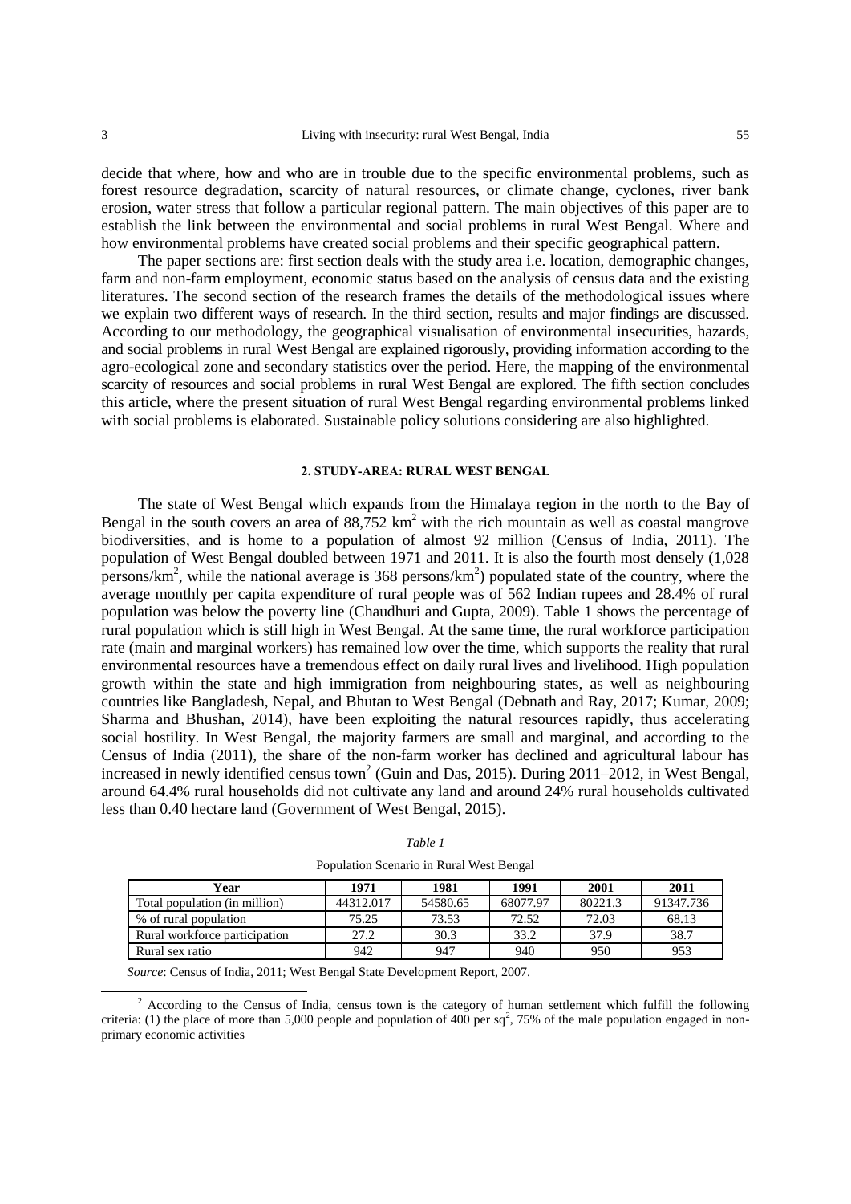decide that where, how and who are in trouble due to the specific environmental problems, such as forest resource degradation, scarcity of natural resources, or climate change, cyclones, river bank erosion, water stress that follow a particular regional pattern. The main objectives of this paper are to establish the link between the environmental and social problems in rural West Bengal. Where and how environmental problems have created social problems and their specific geographical pattern.

The paper sections are: first section deals with the study area i.e. location, demographic changes, farm and non-farm employment, economic status based on the analysis of census data and the existing literatures. The second section of the research frames the details of the methodological issues where we explain two different ways of research. In the third section, results and major findings are discussed. According to our methodology, the geographical visualisation of environmental insecurities, hazards, and social problems in rural West Bengal are explained rigorously, providing information according to the agro-ecological zone and secondary statistics over the period. Here, the mapping of the environmental scarcity of resources and social problems in rural West Bengal are explored. The fifth section concludes this article, where the present situation of rural West Bengal regarding environmental problems linked with social problems is elaborated. Sustainable policy solutions considering are also highlighted.

## 2. STUDY-AREA: RURAL WEST BENGAL

The state of West Bengal which expands from the Himalaya region in the north to the Bay of Bengal in the south covers an area of 88,752 km$^2$ with the rich mountain as well as coastal mangrove biodiversities, and is home to a population of almost 92 million (Census of India, 2011). The population of West Bengal doubled between 1971 and 2011. It is also the fourth most densely (1,028 persons/km$^2$, while the national average is 368 persons/km$^2$) populated state of the country, where the average monthly per capita expenditure of rural people was of 562 Indian rupees and 28.4% of rural population was below the poverty line (Chaudhuri and Gupta, 2009). Table 1 shows the percentage of rural population which is still high in West Bengal. At the same time, the rural workforce participation rate (main and marginal workers) has remained low over the time, which supports the reality that rural environmental resources have a tremendous effect on daily rural lives and livelihood. High population growth within the state and high immigration from neighbouring states, as well as neighbouring countries like Bangladesh, Nepal, and Bhutan to West Bengal (Debnath and Ray, 2017; Kumar, 2009; Sharma and Bhushan, 2014), have been exploiting the natural resources rapidly, thus accelerating social hostility. In West Bengal, the majority farmers are small and marginal, and according to the Census of India (2011), the share of the non-farm worker has declined and agricultural labour has increased in newly identified census town[2] (Guin and Das, 2015). During 2011–2012, in West Bengal, around 64.4% rural households did not cultivate any land and around 24% rural households cultivated less than 0.40 hectare land (Government of West Bengal, 2015).

*Table 1*

Population Scenario in Rural West Bengal

| Year | 1971 | 1981 | 1991 | 2001 | 2011 |
|---|---|---|---|---|---|
| Total population (in million) | 44312.017 | 54580.65 | 68077.97 | 80221.3 | 91347.736 |
| % of rural population | 75.25 | 73.53 | 72.52 | 72.03 | 68.13 |
| Rural workforce participation | 27.2 | 30.3 | 33.2 | 37.9 | 38.7 |
| Rural sex ratio | 942 | 947 | 940 | 950 | 953 |

*Source*: Census of India, 2011; West Bengal State Development Report, 2007.

[2] According to the Census of India, census town is the category of human settlement which fulfill the following criteria: (1) the place of more than 5,000 people and population of 400 per sq$^2$, 75% of the male population engaged in non-primary economic activities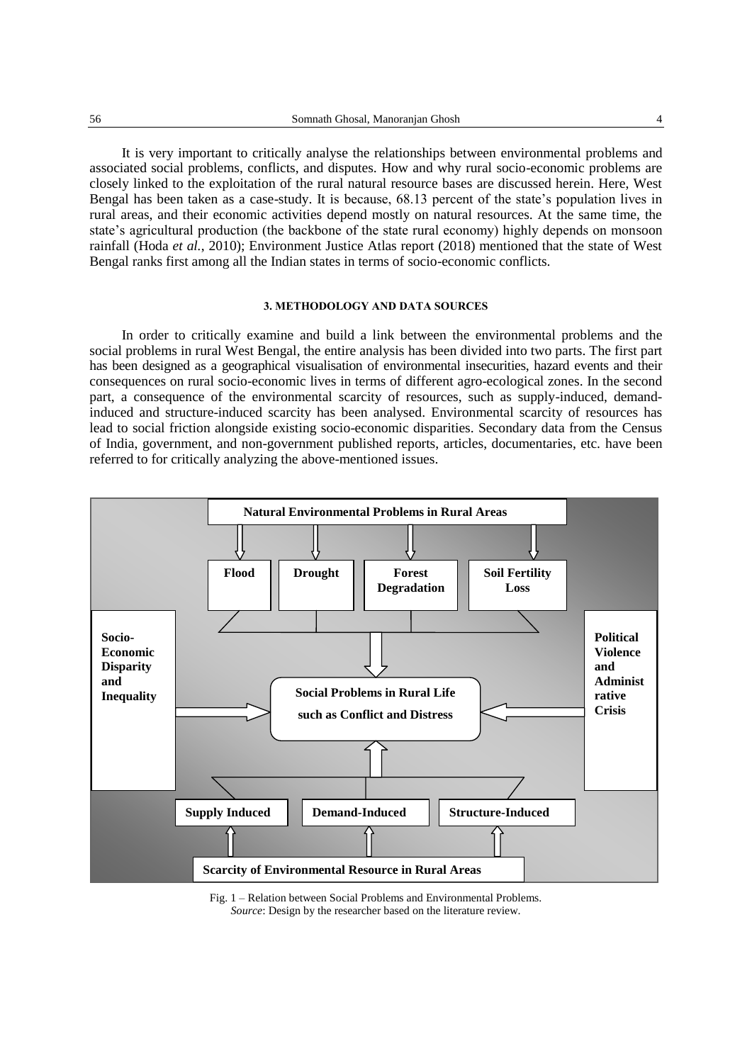It is very important to critically analyse the relationships between environmental problems and associated social problems, conflicts, and disputes. How and why rural socio-economic problems are closely linked to the exploitation of the rural natural resource bases are discussed herein. Here, West Bengal has been taken as a case-study. It is because, 68.13 percent of the state's population lives in rural areas, and their economic activities depend mostly on natural resources. At the same time, the state's agricultural production (the backbone of the state rural economy) highly depends on monsoon rainfall (Hoda *et al.*, 2010); Environment Justice Atlas report (2018) mentioned that the state of West Bengal ranks first among all the Indian states in terms of socio-economic conflicts.

## 3. METHODOLOGY AND DATA SOURCES

In order to critically examine and build a link between the environmental problems and the social problems in rural West Bengal, the entire analysis has been divided into two parts. The first part has been designed as a geographical visualisation of environmental insecurities, hazard events and their consequences on rural socio-economic lives in terms of different agro-ecological zones. In the second part, a consequence of the environmental scarcity of resources, such as supply-induced, demand-induced and structure-induced scarcity has been analysed. Environmental scarcity of resources has lead to social friction alongside existing socio-economic disparities. Secondary data from the Census of India, government, and non-government published reports, articles, documentaries, etc. have been referred to for critically analyzing the above-mentioned issues.

**Natural Environmental Problems in Rural Areas**

**Flood** | **Drought** | **Forest Degradation** | **Soil Fertility Loss**

**Socio-Economic Disparity and Inequality**

**Social Problems in Rural Life such as Conflict and Distress**

**Political Violence and Administrative Crisis**

**Supply Induced** | **Demand-Induced** | **Structure-Induced**

**Scarcity of Environmental Resource in Rural Areas**

Fig. 1 – Relation between Social Problems and Environmental Problems.
*Source*: Design by the researcher based on the literature review.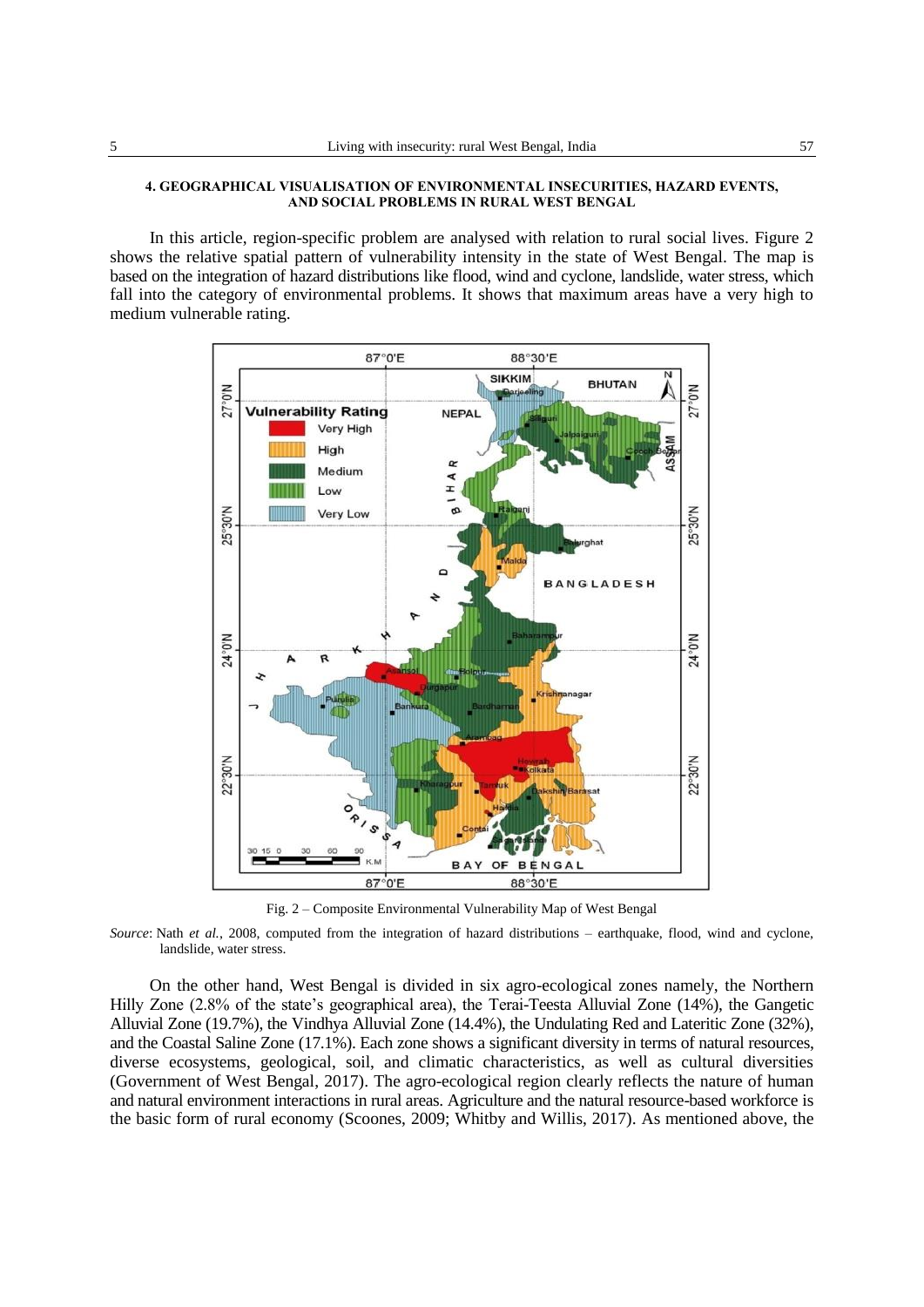#### 4. GEOGRAPHICAL VISUALISATION OF ENVIRONMENTAL INSECURITIES, HAZARD EVENTS, AND SOCIAL PROBLEMS IN RURAL WEST BENGAL

In this article, region-specific problem are analysed with relation to rural social lives. Figure 2 shows the relative spatial pattern of vulnerability intensity in the state of West Bengal. The map is based on the integration of hazard distributions like flood, wind and cyclone, landslide, water stress, which fall into the category of environmental problems. It shows that maximum areas have a very high to medium vulnerable rating.

Fig. 2 – Composite Environmental Vulnerability Map of West Bengal

*Source*: Nath *et al.*, 2008, computed from the integration of hazard distributions – earthquake, flood, wind and cyclone, landslide, water stress.

On the other hand, West Bengal is divided in six agro-ecological zones namely, the Northern Hilly Zone (2.8% of the state's geographical area), the Terai-Teesta Alluvial Zone (14%), the Gangetic Alluvial Zone (19.7%), the Vindhya Alluvial Zone (14.4%), the Undulating Red and Lateritic Zone (32%), and the Coastal Saline Zone (17.1%). Each zone shows a significant diversity in terms of natural resources, diverse ecosystems, geological, soil, and climatic characteristics, as well as cultural diversities (Government of West Bengal, 2017). The agro-ecological region clearly reflects the nature of human and natural environment interactions in rural areas. Agriculture and the natural resource-based workforce is the basic form of rural economy (Scoones, 2009; Whitby and Willis, 2017). As mentioned above, the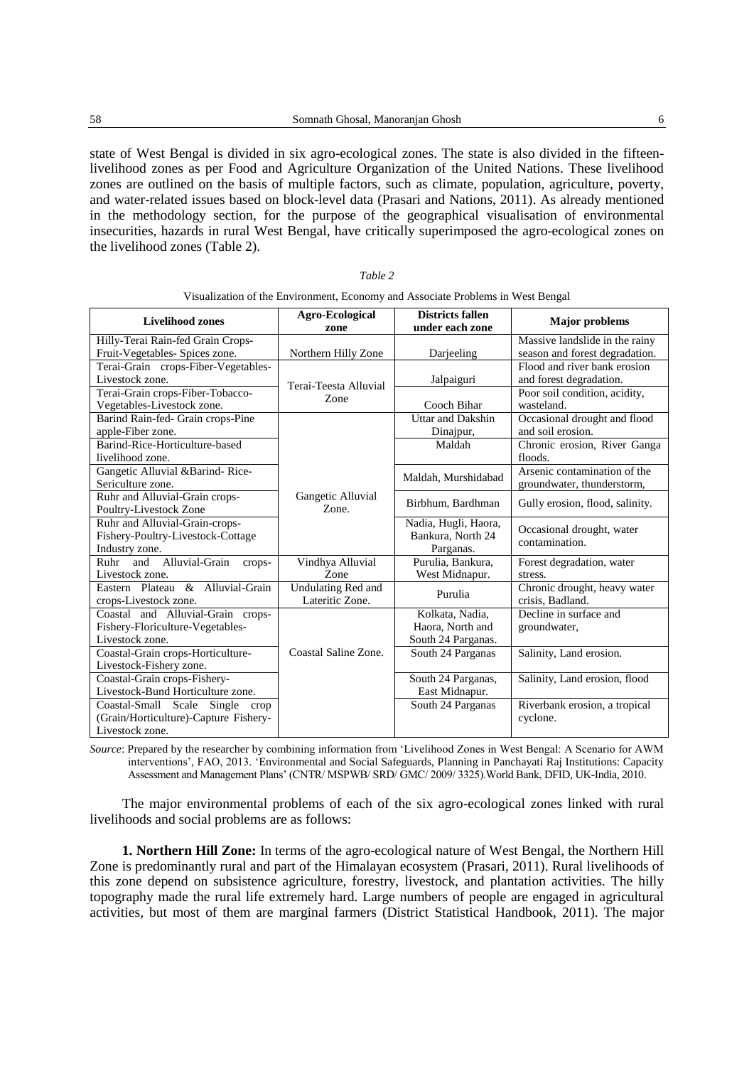state of West Bengal is divided in six agro-ecological zones. The state is also divided in the fifteen-livelihood zones as per Food and Agriculture Organization of the United Nations. These livelihood zones are outlined on the basis of multiple factors, such as climate, population, agriculture, poverty, and water-related issues based on block-level data (Prasari and Nations, 2011). As already mentioned in the methodology section, for the purpose of the geographical visualisation of environmental insecurities, hazards in rural West Bengal, have critically superimposed the agro-ecological zones on the livelihood zones (Table 2).

*Table 2*

Visualization of the Environment, Economy and Associate Problems in West Bengal

| Livelihood zones | Agro-Ecological zone | Districts fallen under each zone | Major problems |
|---|---|---|---|
| Hilly-Terai Rain-fed Grain Crops-Fruit-Vegetables- Spices zone. | Northern Hilly Zone | Darjeeling | Massive landslide in the rainy season and forest degradation. |
| Terai-Grain crops-Fiber-Vegetables-Livestock zone. | Terai-Teesta Alluvial Zone | Jalpaiguri | Flood and river bank erosion and forest degradation. |
| Terai-Grain crops-Fiber-Tobacco-Vegetables-Livestock zone. | | Cooch Bihar | Poor soil condition, acidity, wasteland. |
| Barind Rain-fed- Grain crops-Pine apple-Fiber zone. | Gangetic Alluvial Zone. | Uttar and Dakshin Dinajpur, | Occasional drought and flood and soil erosion. |
| Barind-Rice-Horticulture-based livelihood zone. | | Maldah | Chronic erosion, River Ganga floods. |
| Gangetic Alluvial &Barind- Rice-Sericulture zone. | | Maldah, Murshidabad | Arsenic contamination of the groundwater, thunderstorm, |
| Ruhr and Alluvial-Grain crops-Poultry-Livestock Zone | | Birbhum, Bardhman | Gully erosion, flood, salinity. |
| Ruhr and Alluvial-Grain-crops-Fishery-Poultry-Livestock-Cottage Industry zone. | | Nadia, Hugli, Haora, Bankura, North 24 Parganas. | Occasional drought, water contamination. |
| Ruhr and Alluvial-Grain crops-Livestock zone. | Vindhya Alluvial Zone | Purulia, Bankura, West Midnapur. | Forest degradation, water stress. |
| Eastern Plateau & Alluvial-Grain crops-Livestock zone. | Undulating Red and Lateritic Zone. | Purulia | Chronic drought, heavy water crisis, Badland. |
| Coastal and Alluvial-Grain crops-Fishery-Floriculture-Vegetables-Livestock zone. | Coastal Saline Zone. | Kolkata, Nadia, Haora, North and South 24 Parganas. | Decline in surface and groundwater, |
| Coastal-Grain crops-Horticulture-Livestock-Fishery zone. | | South 24 Parganas | Salinity, Land erosion. |
| Coastal-Grain crops-Fishery-Livestock-Bund Horticulture zone. | | South 24 Parganas, East Midnapur. | Salinity, Land erosion, flood |
| Coastal-Small Scale Single crop (Grain/Horticulture)-Capture Fishery-Livestock zone. | | South 24 Parganas | Riverbank erosion, a tropical cyclone. |

*Source*: Prepared by the researcher by combining information from 'Livelihood Zones in West Bengal: A Scenario for AWM interventions', FAO, 2013. 'Environmental and Social Safeguards, Planning in Panchayati Raj Institutions: Capacity Assessment and Management Plans' (CNTR/ MSPWB/ SRD/ GMC/ 2009/ 3325).World Bank, DFID, UK-India, 2010.

The major environmental problems of each of the six agro-ecological zones linked with rural livelihoods and social problems are as follows:

**1. Northern Hill Zone:** In terms of the agro-ecological nature of West Bengal, the Northern Hill Zone is predominantly rural and part of the Himalayan ecosystem (Prasari, 2011). Rural livelihoods of this zone depend on subsistence agriculture, forestry, livestock, and plantation activities. The hilly topography made the rural life extremely hard. Large numbers of people are engaged in agricultural activities, but most of them are marginal farmers (District Statistical Handbook, 2011). The major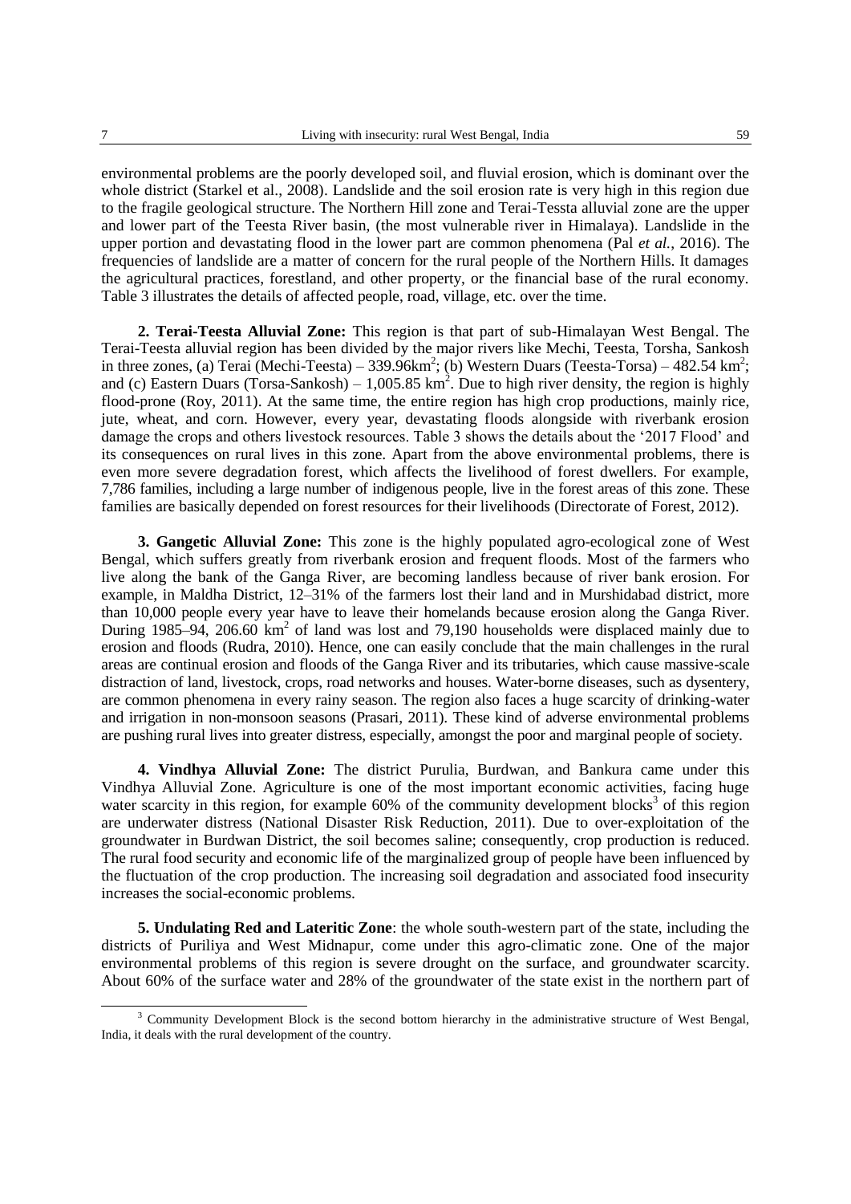environmental problems are the poorly developed soil, and fluvial erosion, which is dominant over the whole district (Starkel et al., 2008). Landslide and the soil erosion rate is very high in this region due to the fragile geological structure. The Northern Hill zone and Terai-Tessta alluvial zone are the upper and lower part of the Teesta River basin, (the most vulnerable river in Himalaya). Landslide in the upper portion and devastating flood in the lower part are common phenomena (Pal *et al.*, 2016). The frequencies of landslide are a matter of concern for the rural people of the Northern Hills. It damages the agricultural practices, forestland, and other property, or the financial base of the rural economy. Table 3 illustrates the details of affected people, road, village, etc. over the time.

**2. Terai-Teesta Alluvial Zone:** This region is that part of sub-Himalayan West Bengal. The Terai-Teesta alluvial region has been divided by the major rivers like Mechi, Teesta, Torsha, Sankosh in three zones, (a) Terai (Mechi-Teesta) – 339.96km$^2$; (b) Western Duars (Teesta-Torsa) – 482.54 km$^2$; and (c) Eastern Duars (Torsa-Sankosh) – 1,005.85 km$^2$. Due to high river density, the region is highly flood-prone (Roy, 2011). At the same time, the entire region has high crop productions, mainly rice, jute, wheat, and corn. However, every year, devastating floods alongside with riverbank erosion damage the crops and others livestock resources. Table 3 shows the details about the '2017 Flood' and its consequences on rural lives in this zone. Apart from the above environmental problems, there is even more severe degradation forest, which affects the livelihood of forest dwellers. For example, 7,786 families, including a large number of indigenous people, live in the forest areas of this zone. These families are basically depended on forest resources for their livelihoods (Directorate of Forest, 2012).

**3. Gangetic Alluvial Zone:** This zone is the highly populated agro-ecological zone of West Bengal, which suffers greatly from riverbank erosion and frequent floods. Most of the farmers who live along the bank of the Ganga River, are becoming landless because of river bank erosion. For example, in Maldha District, 12–31% of the farmers lost their land and in Murshidabad district, more than 10,000 people every year have to leave their homelands because erosion along the Ganga River. During 1985–94, 206.60 km$^2$ of land was lost and 79,190 households were displaced mainly due to erosion and floods (Rudra, 2010). Hence, one can easily conclude that the main challenges in the rural areas are continual erosion and floods of the Ganga River and its tributaries, which cause massive-scale distraction of land, livestock, crops, road networks and houses. Water-borne diseases, such as dysentery, are common phenomena in every rainy season. The region also faces a huge scarcity of drinking-water and irrigation in non-monsoon seasons (Prasari, 2011). These kind of adverse environmental problems are pushing rural lives into greater distress, especially, amongst the poor and marginal people of society.

**4. Vindhya Alluvial Zone:** The district Purulia, Burdwan, and Bankura came under this Vindhya Alluvial Zone. Agriculture is one of the most important economic activities, facing huge water scarcity in this region, for example 60% of the community development blocks[3] of this region are underwater distress (National Disaster Risk Reduction, 2011). Due to over-exploitation of the groundwater in Burdwan District, the soil becomes saline; consequently, crop production is reduced. The rural food security and economic life of the marginalized group of people have been influenced by the fluctuation of the crop production. The increasing soil degradation and associated food insecurity increases the social-economic problems.

**5. Undulating Red and Lateritic Zone**: the whole south-western part of the state, including the districts of Puriliya and West Midnapur, come under this agro-climatic zone. One of the major environmental problems of this region is severe drought on the surface, and groundwater scarcity. About 60% of the surface water and 28% of the groundwater of the state exist in the northern part of

[3] Community Development Block is the second bottom hierarchy in the administrative structure of West Bengal, India, it deals with the rural development of the country.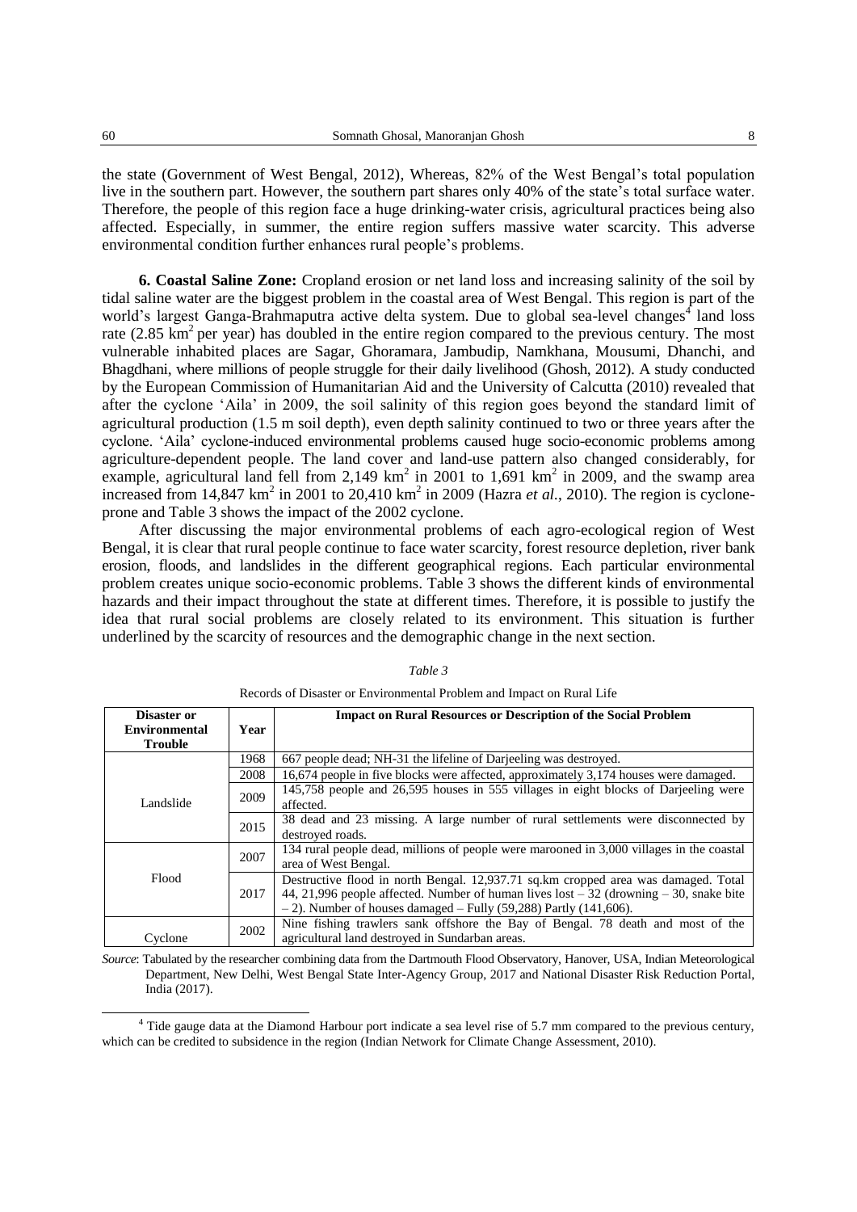the state (Government of West Bengal, 2012), Whereas, 82% of the West Bengal's total population live in the southern part. However, the southern part shares only 40% of the state's total surface water. Therefore, the people of this region face a huge drinking-water crisis, agricultural practices being also affected. Especially, in summer, the entire region suffers massive water scarcity. This adverse environmental condition further enhances rural people's problems.

**6. Coastal Saline Zone:** Cropland erosion or net land loss and increasing salinity of the soil by tidal saline water are the biggest problem in the coastal area of West Bengal. This region is part of the world's largest Ganga-Brahmaputra active delta system. Due to global sea-level changes[4] land loss rate (2.85 $km^2$ per year) has doubled in the entire region compared to the previous century. The most vulnerable inhabited places are Sagar, Ghoramara, Jambudip, Namkhana, Mousumi, Dhanchi, and Bhagdhani, where millions of people struggle for their daily livelihood (Ghosh, 2012). A study conducted by the European Commission of Humanitarian Aid and the University of Calcutta (2010) revealed that after the cyclone 'Aila' in 2009, the soil salinity of this region goes beyond the standard limit of agricultural production (1.5 m soil depth), even depth salinity continued to two or three years after the cyclone. 'Aila' cyclone-induced environmental problems caused huge socio-economic problems among agriculture-dependent people. The land cover and land-use pattern also changed considerably, for example, agricultural land fell from 2,149 $km^2$ in 2001 to 1,691 $km^2$ in 2009, and the swamp area increased from 14,847 $km^2$ in 2001 to 20,410 $km^2$ in 2009 (Hazra *et al.*, 2010). The region is cyclone-prone and Table 3 shows the impact of the 2002 cyclone.

After discussing the major environmental problems of each agro-ecological region of West Bengal, it is clear that rural people continue to face water scarcity, forest resource depletion, river bank erosion, floods, and landslides in the different geographical regions. Each particular environmental problem creates unique socio-economic problems. Table 3 shows the different kinds of environmental hazards and their impact throughout the state at different times. Therefore, it is possible to justify the idea that rural social problems are closely related to its environment. This situation is further underlined by the scarcity of resources and the demographic change in the next section.

*Table 3*

Records of Disaster or Environmental Problem and Impact on Rural Life

| Disaster or Environmental Trouble | Year | Impact on Rural Resources or Description of the Social Problem |
|---|---|---|
| Landslide | 1968 | 667 people dead; NH-31 the lifeline of Darjeeling was destroyed. |
| | 2008 | 16,674 people in five blocks were affected, approximately 3,174 houses were damaged. |
| | 2009 | 145,758 people and 26,595 houses in 555 villages in eight blocks of Darjeeling were affected. |
| | 2015 | 38 dead and 23 missing. A large number of rural settlements were disconnected by destroyed roads. |
| Flood | 2007 | 134 rural people dead, millions of people were marooned in 3,000 villages in the coastal area of West Bengal. |
| | 2017 | Destructive flood in north Bengal. 12,937.71 sq.km cropped area was damaged. Total 44, 21,996 people affected. Number of human lives lost – 32 (drowning – 30, snake bite – 2). Number of houses damaged – Fully (59,288) Partly (141,606). |
| Cyclone | 2002 | Nine fishing trawlers sank offshore the Bay of Bengal. 78 death and most of the agricultural land destroyed in Sundarban areas. |

*Source*: Tabulated by the researcher combining data from the Dartmouth Flood Observatory, Hanover, USA, Indian Meteorological Department, New Delhi, West Bengal State Inter-Agency Group, 2017 and National Disaster Risk Reduction Portal, India (2017).

[4] Tide gauge data at the Diamond Harbour port indicate a sea level rise of 5.7 mm compared to the previous century, which can be credited to subsidence in the region (Indian Network for Climate Change Assessment, 2010).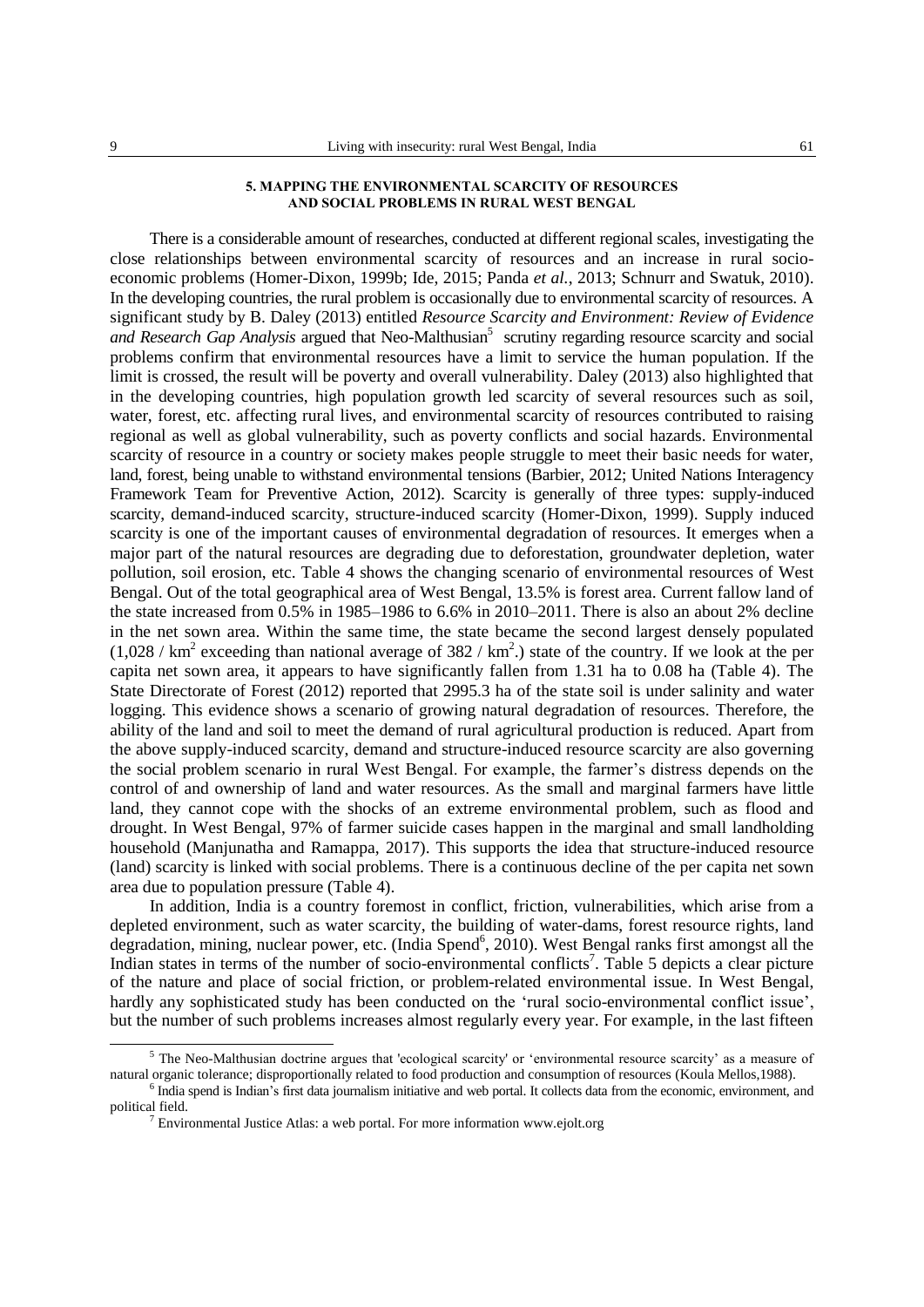## 5. MAPPING THE ENVIRONMENTAL SCARCITY OF RESOURCES AND SOCIAL PROBLEMS IN RURAL WEST BENGAL

There is a considerable amount of researches, conducted at different regional scales, investigating the close relationships between environmental scarcity of resources and an increase in rural socio-economic problems (Homer-Dixon, 1999b; Ide, 2015; Panda *et al.*, 2013; Schnurr and Swatuk, 2010). In the developing countries, the rural problem is occasionally due to environmental scarcity of resources. A significant study by B. Daley (2013) entitled *Resource Scarcity and Environment: Review of Evidence and Research Gap Analysis* argued that Neo-Malthusian[5] scrutiny regarding resource scarcity and social problems confirm that environmental resources have a limit to service the human population. If the limit is crossed, the result will be poverty and overall vulnerability. Daley (2013) also highlighted that in the developing countries, high population growth led scarcity of several resources such as soil, water, forest, etc. affecting rural lives, and environmental scarcity of resources contributed to raising regional as well as global vulnerability, such as poverty conflicts and social hazards. Environmental scarcity of resource in a country or society makes people struggle to meet their basic needs for water, land, forest, being unable to withstand environmental tensions (Barbier, 2012; United Nations Interagency Framework Team for Preventive Action, 2012). Scarcity is generally of three types: supply-induced scarcity, demand-induced scarcity, structure-induced scarcity (Homer-Dixon, 1999). Supply induced scarcity is one of the important causes of environmental degradation of resources. It emerges when a major part of the natural resources are degrading due to deforestation, groundwater depletion, water pollution, soil erosion, etc. Table 4 shows the changing scenario of environmental resources of West Bengal. Out of the total geographical area of West Bengal, 13.5% is forest area. Current fallow land of the state increased from 0.5% in 1985–1986 to 6.6% in 2010–2011. There is also an about 2% decline in the net sown area. Within the same time, the state became the second largest densely populated (1,028 / km$^2$ exceeding than national average of 382 / km$^2$.) state of the country. If we look at the per capita net sown area, it appears to have significantly fallen from 1.31 ha to 0.08 ha (Table 4). The State Directorate of Forest (2012) reported that 2995.3 ha of the state soil is under salinity and water logging. This evidence shows a scenario of growing natural degradation of resources. Therefore, the ability of the land and soil to meet the demand of rural agricultural production is reduced. Apart from the above supply-induced scarcity, demand and structure-induced resource scarcity are also governing the social problem scenario in rural West Bengal. For example, the farmer's distress depends on the control of and ownership of land and water resources. As the small and marginal farmers have little land, they cannot cope with the shocks of an extreme environmental problem, such as flood and drought. In West Bengal, 97% of farmer suicide cases happen in the marginal and small landholding household (Manjunatha and Ramappa, 2017). This supports the idea that structure-induced resource (land) scarcity is linked with social problems. There is a continuous decline of the per capita net sown area due to population pressure (Table 4).

In addition, India is a country foremost in conflict, friction, vulnerabilities, which arise from a depleted environment, such as water scarcity, the building of water-dams, forest resource rights, land degradation, mining, nuclear power, etc. (India Spend[6], 2010). West Bengal ranks first amongst all the Indian states in terms of the number of socio-environmental conflicts[7]. Table 5 depicts a clear picture of the nature and place of social friction, or problem-related environmental issue. In West Bengal, hardly any sophisticated study has been conducted on the 'rural socio-environmental conflict issue', but the number of such problems increases almost regularly every year. For example, in the last fifteen

[5] The Neo-Malthusian doctrine argues that 'ecological scarcity' or 'environmental resource scarcity' as a measure of natural organic tolerance; disproportionally related to food production and consumption of resources (Koula Mellos,1988).

[6] India spend is Indian's first data journalism initiative and web portal. It collects data from the economic, environment, and political field.

[7] Environmental Justice Atlas: a web portal. For more information www.ejolt.org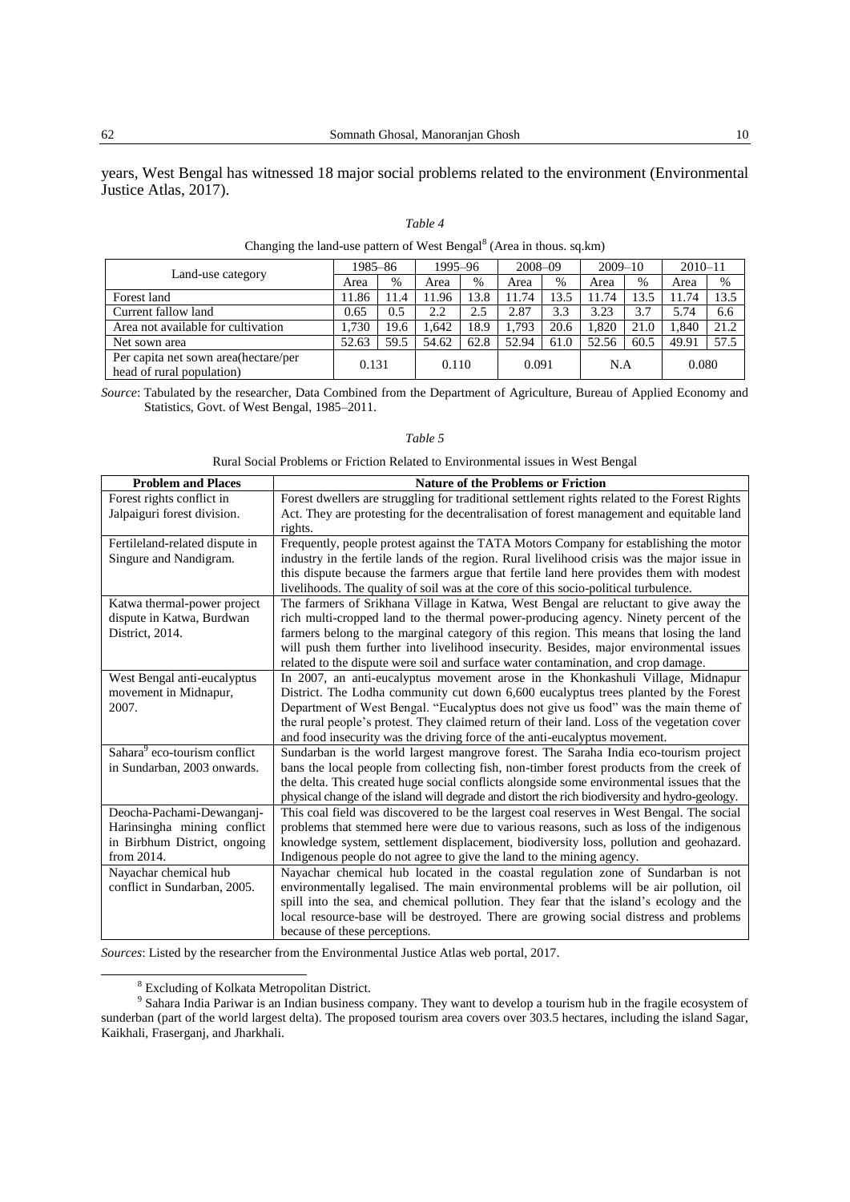years, West Bengal has witnessed 18 major social problems related to the environment (Environmental Justice Atlas, 2017).

*Table 4*

Changing the land-use pattern of West Bengal[8] (Area in thous. sq.km)

| Land-use category | 1985–86 | | 1995–96 | | 2008–09 | | 2009–10 | | 2010–11 | |
|---|---|---|---|---|---|---|---|---|---|---|
| | Area | % | Area | % | Area | % | Area | % | Area | % |
| Forest land | 11.86 | 11.4 | 11.96 | 13.8 | 11.74 | 13.5 | 11.74 | 13.5 | 11.74 | 13.5 |
| Current fallow land | 0.65 | 0.5 | 2.2 | 2.5 | 2.87 | 3.3 | 3.23 | 3.7 | 5.74 | 6.6 |
| Area not available for cultivation | 1,730 | 19.6 | 1,642 | 18.9 | 1,793 | 20.6 | 1,820 | 21.0 | 1,840 | 21.2 |
| Net sown area | 52.63 | 59.5 | 54.62 | 62.8 | 52.94 | 61.0 | 52.56 | 60.5 | 49.91 | 57.5 |
| Per capita net sown area(hectare/per head of rural population) | 0.131 | | 0.110 | | 0.091 | | N.A | | 0.080 | |

*Source*: Tabulated by the researcher, Data Combined from the Department of Agriculture, Bureau of Applied Economy and Statistics, Govt. of West Bengal, 1985–2011.

*Table 5*

Rural Social Problems or Friction Related to Environmental issues in West Bengal

| **Problem and Places** | **Nature of the Problems or Friction** |
|---|---|
| Forest rights conflict in Jalpaiguri forest division. | Forest dwellers are struggling for traditional settlement rights related to the Forest Rights Act. They are protesting for the decentralisation of forest management and equitable land rights. |
| Fertileland-related dispute in Singure and Nandigram. | Frequently, people protest against the TATA Motors Company for establishing the motor industry in the fertile lands of the region. Rural livelihood crisis was the major issue in this dispute because the farmers argue that fertile land here provides them with modest livelihoods. The quality of soil was at the core of this socio-political turbulence. |
| Katwa thermal-power project dispute in Katwa, Burdwan District, 2014. | The farmers of Srikhana Village in Katwa, West Bengal are reluctant to give away the rich multi-cropped land to the thermal power-producing agency. Ninety percent of the farmers belong to the marginal category of this region. This means that losing the land will push them further into livelihood insecurity. Besides, major environmental issues related to the dispute were soil and surface water contamination, and crop damage. |
| West Bengal anti-eucalyptus movement in Midnapur, 2007. | In 2007, an anti-eucalyptus movement arose in the Khonkashuli Village, Midnapur District. The Lodha community cut down 6,600 eucalyptus trees planted by the Forest Department of West Bengal. "Eucalyptus does not give us food" was the main theme of the rural people's protest. They claimed return of their land. Loss of the vegetation cover and food insecurity was the driving force of the anti-eucalyptus movement. |
| Sahara[9] eco-tourism conflict in Sundarban, 2003 onwards. | Sundarban is the world largest mangrove forest. The Saraha India eco-tourism project bans the local people from collecting fish, non-timber forest products from the creek of the delta. This created huge social conflicts alongside some environmental issues that the physical change of the island will degrade and distort the rich biodiversity and hydro-geology. |
| Deocha-Pachami-Dewanganj-Harinsingha mining conflict in Birbhum District, ongoing from 2014. | This coal field was discovered to be the largest coal reserves in West Bengal. The social problems that stemmed here were due to various reasons, such as loss of the indigenous knowledge system, settlement displacement, biodiversity loss, pollution and geohazard. Indigenous people do not agree to give the land to the mining agency. |
| Nayachar chemical hub conflict in Sundarban, 2005. | Nayachar chemical hub located in the coastal regulation zone of Sundarban is not environmentally legalised. The main environmental problems will be air pollution, oil spill into the sea, and chemical pollution. They fear that the island's ecology and the local resource-base will be destroyed. There are growing social distress and problems because of these perceptions. |

*Sources*: Listed by the researcher from the Environmental Justice Atlas web portal, 2017.

---

[8] Excluding of Kolkata Metropolitan District.

[9] Sahara India Pariwar is an Indian business company. They want to develop a tourism hub in the fragile ecosystem of sunderban (part of the world largest delta). The proposed tourism area covers over 303.5 hectares, including the island Sagar, Kaikhali, Fraserganj, and Jharkhali.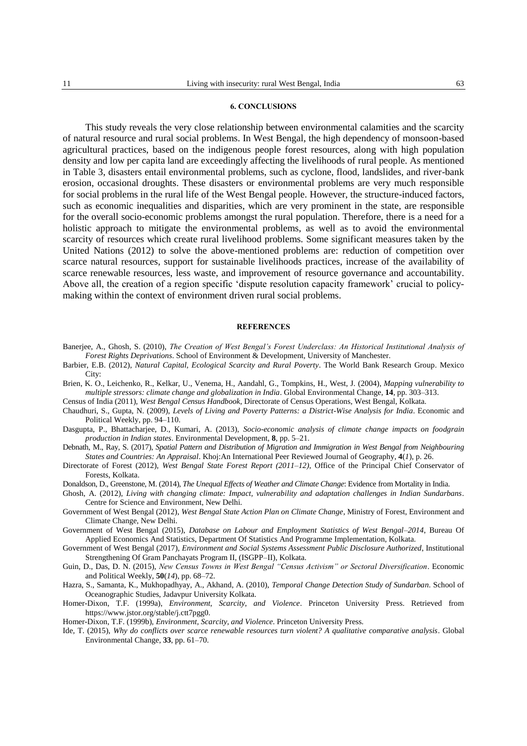## 6. CONCLUSIONS

This study reveals the very close relationship between environmental calamities and the scarcity of natural resource and rural social problems. In West Bengal, the high dependency of monsoon-based agricultural practices, based on the indigenous people forest resources, along with high population density and low per capita land are exceedingly affecting the livelihoods of rural people. As mentioned in Table 3, disasters entail environmental problems, such as cyclone, flood, landslides, and river-bank erosion, occasional droughts. These disasters or environmental problems are very much responsible for social problems in the rural life of the West Bengal people. However, the structure-induced factors, such as economic inequalities and disparities, which are very prominent in the state, are responsible for the overall socio-economic problems amongst the rural population. Therefore, there is a need for a holistic approach to mitigate the environmental problems, as well as to avoid the environmental scarcity of resources which create rural livelihood problems. Some significant measures taken by the United Nations (2012) to solve the above-mentioned problems are: reduction of competition over scarce natural resources, support for sustainable livelihoods practices, increase of the availability of scarce renewable resources, less waste, and improvement of resource governance and accountability. Above all, the creation of a region specific 'dispute resolution capacity framework' crucial to policy-making within the context of environment driven rural social problems.

## REFERENCES

Banerjee, A., Ghosh, S. (2010), *The Creation of West Bengal's Forest Underclass: An Historical Institutional Analysis of Forest Rights Deprivations*. School of Environment & Development, University of Manchester.

Barbier, E.B. (2012), *Natural Capital, Ecological Scarcity and Rural Poverty*. The World Bank Research Group. Mexico City:

Brien, K. O., Leichenko, R., Kelkar, U., Venema, H., Aandahl, G., Tompkins, H., West, J. (2004), *Mapping vulnerability to multiple stressors: climate change and globalization in India*. Global Environmental Change, **14**, pp. 303–313.

Census of India (2011), *West Bengal Census Handbook*, Directorate of Census Operations, West Bengal, Kolkata.

Chaudhuri, S., Gupta, N. (2009), *Levels of Living and Poverty Patterns: a District-Wise Analysis for India*. Economic and Political Weekly, pp. 94–110.

Dasgupta, P., Bhattacharjee, D., Kumari, A. (2013), *Socio-economic analysis of climate change impacts on foodgrain production in Indian states*. Environmental Development, **8**, pp. 5–21.

Debnath, M., Ray, S. (2017), *Spatial Pattern and Distribution of Migration and Immigration in West Bengal from Neighbouring States and Countries: An Appraisal*. Khoj:An International Peer Reviewed Journal of Geography, **4**(*1*), p. 26.

Directorate of Forest (2012), *West Bengal State Forest Report (2011–12)*, Office of the Principal Chief Conservator of Forests, Kolkata.

Donaldson, D., Greenstone, M. (2014), *The Unequal Effects of Weather and Climate Change*: Evidence from Mortality in India.

Ghosh, A. (2012), *Living with changing climate: Impact, vulnerability and adaptation challenges in Indian Sundarbans*. Centre for Science and Environment, New Delhi.

Government of West Bengal (2012), *West Bengal State Action Plan on Climate Change*, Ministry of Forest, Environment and Climate Change, New Delhi.

Government of West Bengal (2015), *Database on Labour and Employment Statistics of West Bengal–2014*, Bureau Of Applied Economics And Statistics, Department Of Statistics And Programme Implementation, Kolkata.

Government of West Bengal (2017), *Environment and Social Systems Assessment Public Disclosure Authorized*, Institutional Strengthening Of Gram Panchayats Program II, (ISGPP–II), Kolkata.

Guin, D., Das, D. N. (2015), *New Census Towns in West Bengal "Census Activism" or Sectoral Diversification*. Economic and Political Weekly, **50**(*14*), pp. 68–72.

Hazra, S., Samanta, K., Mukhopadhyay, A., Akhand, A. (2010), *Temporal Change Detection Study of Sundarban*. School of Oceanographic Studies, Jadavpur University Kolkata.

Homer-Dixon, T.F. (1999a), *Environment, Scarcity, and Violence*. Princeton University Press. Retrieved from https://www.jstor.org/stable/j.ctt7pgg0.

Homer-Dixon, T.F. (1999b), *Environment, Scarcity, and Violence*. Princeton University Press.

Ide, T. (2015), *Why do conflicts over scarce renewable resources turn violent? A qualitative comparative analysis*. Global Environmental Change, **33**, pp. 61–70.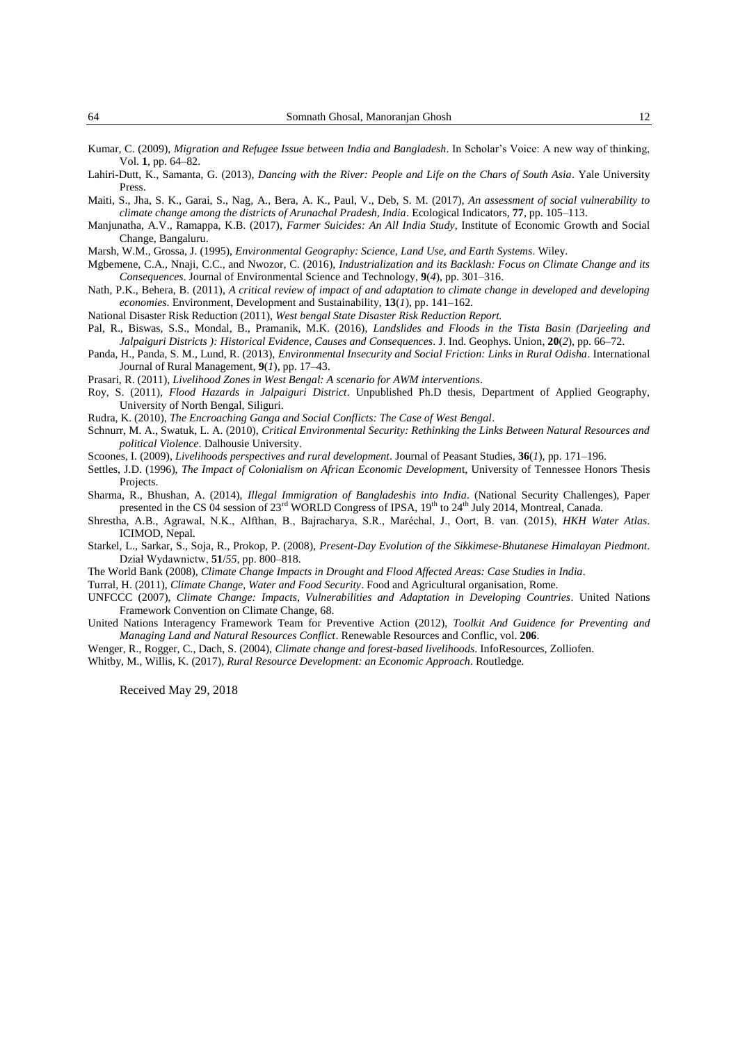Kumar, C. (2009), *Migration and Refugee Issue between India and Bangladesh*. In Scholar's Voice: A new way of thinking, Vol. **1**, pp. 64–82.

Lahiri-Dutt, K., Samanta, G. (2013), *Dancing with the River: People and Life on the Chars of South Asia*. Yale University Press.

Maiti, S., Jha, S. K., Garai, S., Nag, A., Bera, A. K., Paul, V., Deb, S. M. (2017), *An assessment of social vulnerability to climate change among the districts of Arunachal Pradesh, India*. Ecological Indicators, **77**, pp. 105–113.

Manjunatha, A.V., Ramappa, K.B. (2017), *Farmer Suicides: An All India Study*, Institute of Economic Growth and Social Change, Bangaluru.

Marsh, W.M., Grossa, J. (1995), *Environmental Geography: Science, Land Use, and Earth Systems*. Wiley.

Mgbemene, C.A., Nnaji, C.C., and Nwozor, C. (2016), *Industrialization and its Backlash: Focus on Climate Change and its Consequences*. Journal of Environmental Science and Technology, **9**(*4*), pp. 301–316.

Nath, P.K., Behera, B. (2011), *A critical review of impact of and adaptation to climate change in developed and developing economies*. Environment, Development and Sustainability, **13**(*1*), pp. 141–162.

National Disaster Risk Reduction (2011), *West bengal State Disaster Risk Reduction Report.*

Pal, R., Biswas, S.S., Mondal, B., Pramanik, M.K. (2016), *Landslides and Floods in the Tista Basin (Darjeeling and Jalpaiguri Districts ): Historical Evidence, Causes and Consequences*. J. Ind. Geophys. Union, **20**(*2*), pp. 66–72.

Panda, H., Panda, S. M., Lund, R. (2013), *Environmental Insecurity and Social Friction: Links in Rural Odisha*. International Journal of Rural Management, **9**(*1*), pp. 17–43.

Prasari, R. (2011), *Livelihood Zones in West Bengal: A scenario for AWM interventions*.

Roy, S. (2011), *Flood Hazards in Jalpaiguri District*. Unpublished Ph.D thesis, Department of Applied Geography, University of North Bengal, Siliguri.

Rudra, K. (2010), *The Encroaching Ganga and Social Conflicts: The Case of West Bengal*.

Schnurr, M. A., Swatuk, L. A. (2010), *Critical Environmental Security: Rethinking the Links Between Natural Resources and political Violence*. Dalhousie University.

Scoones, I. (2009), *Livelihoods perspectives and rural development*. Journal of Peasant Studies, **36**(*1*), pp. 171–196.

Settles, J.D. (1996), *The Impact of Colonialism on African Economic Developmen*t, University of Tennessee Honors Thesis Projects.

Sharma, R., Bhushan, A. (2014), *Illegal Immigration of Bangladeshis into India*. (National Security Challenges), Paper presented in the CS 04 session of 23rd WORLD Congress of IPSA, 19th to 24th July 2014, Montreal, Canada.

Shrestha, A.B., Agrawal, N.K., Alfthan, B., Bajracharya, S.R., Maréchal, J., Oort, B. van. (2015), *HKH Water Atlas*. ICIMOD, Nepal.

Starkel, L., Sarkar, S., Soja, R., Prokop, P. (2008), *Present-Day Evolution of the Sikkimese-Bhutanese Himalayan Piedmont*. Dział Wydawnictw, **51**/*55*, pp. 800–818.

The World Bank (2008), *Climate Change Impacts in Drought and Flood Affected Areas: Case Studies in India*.

Turral, H. (2011), *Climate Change, Water and Food Security*. Food and Agricultural organisation, Rome.

UNFCCC (2007), *Climate Change: Impacts, Vulnerabilities and Adaptation in Developing Countries*. United Nations Framework Convention on Climate Change, 68.

United Nations Interagency Framework Team for Preventive Action (2012), *Toolkit And Guidence for Preventing and Managing Land and Natural Resources Conflict*. Renewable Resources and Conflic, vol. **206**.

Wenger, R., Rogger, C., Dach, S. (2004), *Climate change and forest-based livelihoods*. InfoResources, Zolliofen.

Whitby, M., Willis, K. (2017), *Rural Resource Development: an Economic Approach*. Routledge.

Received May 29, 2018